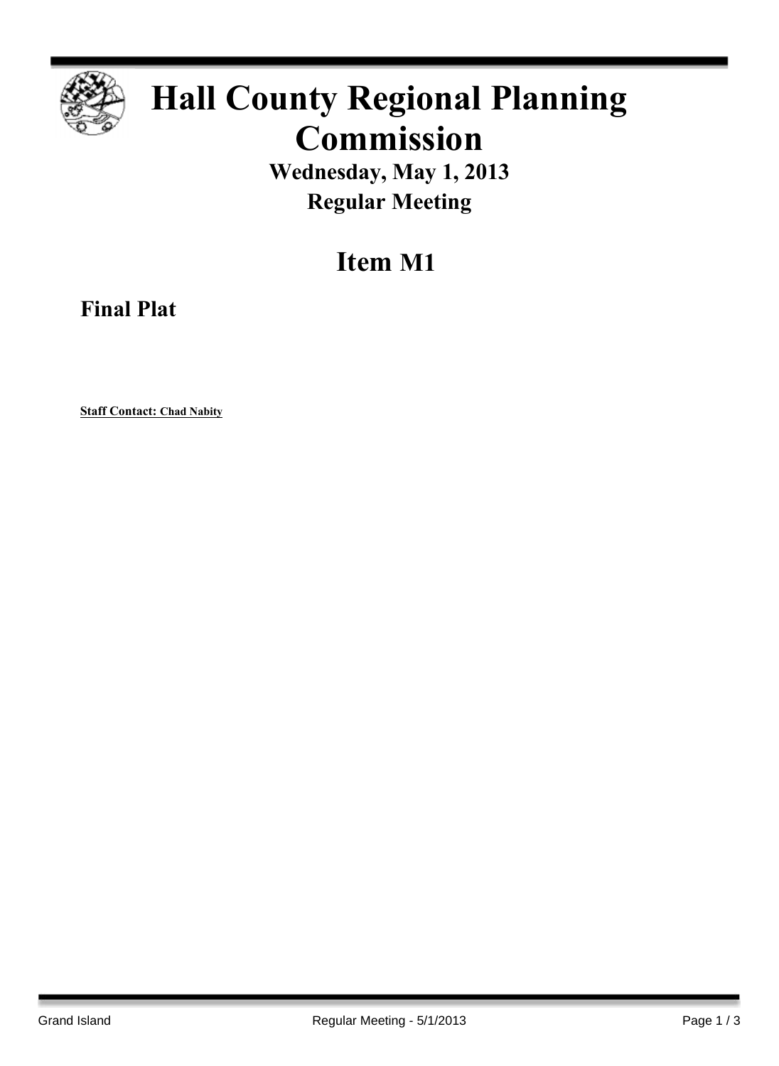# Hall County Regional Planning Commission

**Wednesday, May 1, 2013**

**Regular Meeting**

## Item M1

### Final Plat

**Staff Contact: Chad Nabity**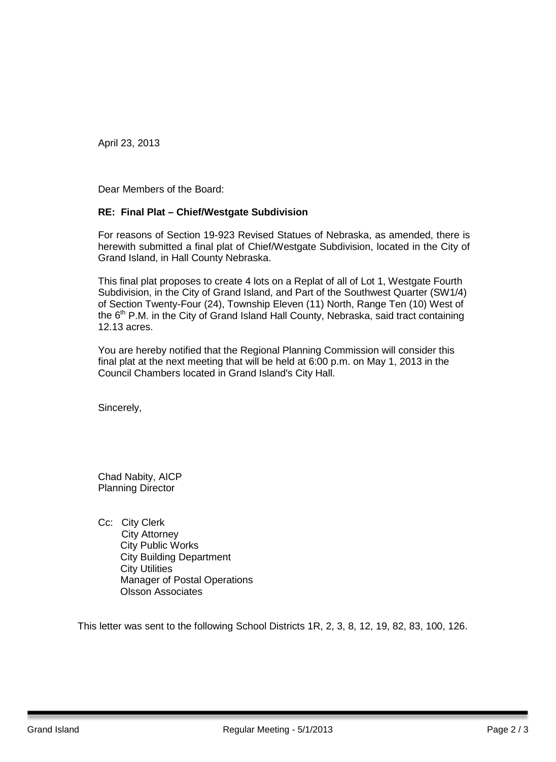April 23, 2013

Dear Members of the Board:

**RE: Final Plat – Chief/Westgate Subdivision**

For reasons of Section 19-923 Revised Statues of Nebraska, as amended, there is herewith submitted a final plat of Chief/Westgate Subdivision, located in the City of Grand Island, in Hall County Nebraska.

This final plat proposes to create 4 lots on a Replat of all of Lot 1, Westgate Fourth Subdivision, in the City of Grand Island, and Part of the Southwest Quarter (SW1/4) of Section Twenty-Four (24), Township Eleven (11) North, Range Ten (10) West of the 6th P.M. in the City of Grand Island Hall County, Nebraska, said tract containing 12.13 acres.

You are hereby notified that the Regional Planning Commission will consider this final plat at the next meeting that will be held at 6:00 p.m. on May 1, 2013 in the Council Chambers located in Grand Island's City Hall.

Sincerely,

Chad Nabity, AICP
Planning Director

Cc: City Clerk
City Attorney
City Public Works
City Building Department
City Utilities
Manager of Postal Operations
Olsson Associates

This letter was sent to the following School Districts 1R, 2, 3, 8, 12, 19, 82, 83, 100, 126.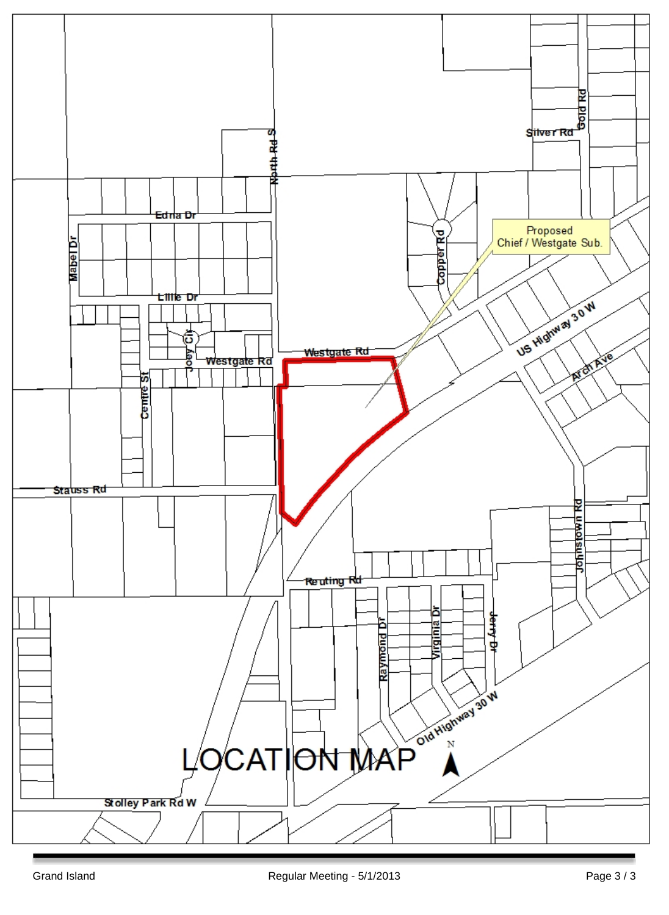LOCATION MAP

N

Proposed
Chief / Westgate Sub.

Silver Rd

Gold Rd

North Rd S

Edna Dr

Mabel Dr

Copper Rd

Lillie Dr

Joey Cir

Westgate Rd

Westgate Rd

Centre St

US Highway 30 W

Arch Ave

Stauss Rd

Johnstown Rd

Reuting Rd

Raymond Dr

Virginia Dr

Jerry Dr

Old Highway 30 W

Stolley Park Rd W